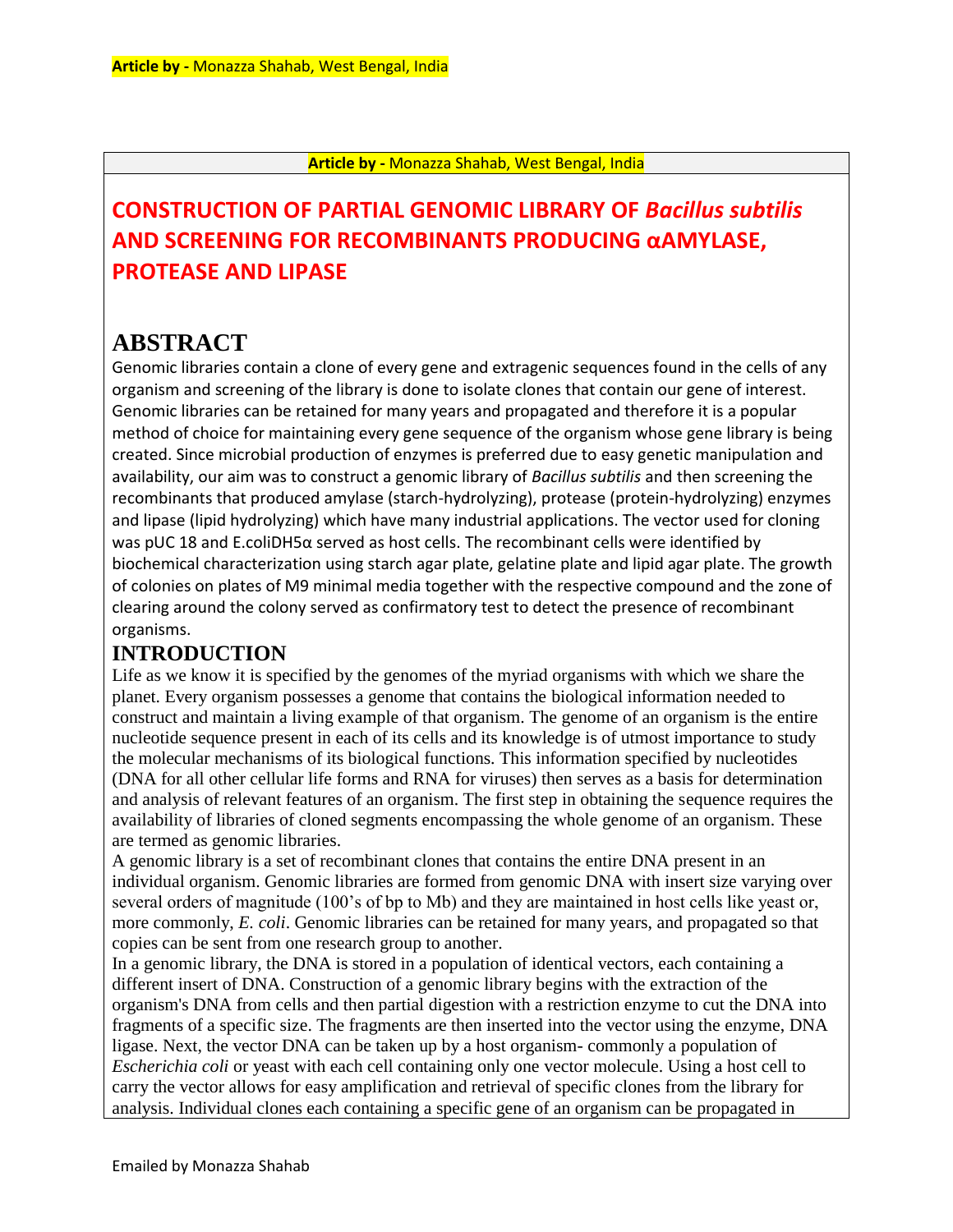**Article by -** Monazza Shahab, West Bengal, India

# CONSTRUCTION OF PARTIAL GENOMIC LIBRARY OF *Bacillus subtilis* AND SCREENING FOR RECOMBINANTS PRODUCING αAMYLASE, PROTEASE AND LIPASE

## ABSTRACT

Genomic libraries contain a clone of every gene and extragenic sequences found in the cells of any organism and screening of the library is done to isolate clones that contain our gene of interest. Genomic libraries can be retained for many years and propagated and therefore it is a popular method of choice for maintaining every gene sequence of the organism whose gene library is being created. Since microbial production of enzymes is preferred due to easy genetic manipulation and availability, our aim was to construct a genomic library of *Bacillus subtilis* and then screening the recombinants that produced amylase (starch-hydrolyzing), protease (protein-hydrolyzing) enzymes and lipase (lipid hydrolyzing) which have many industrial applications. The vector used for cloning was pUC 18 and E.coliDH5α served as host cells. The recombinant cells were identified by biochemical characterization using starch agar plate, gelatine plate and lipid agar plate. The growth of colonies on plates of M9 minimal media together with the respective compound and the zone of clearing around the colony served as confirmatory test to detect the presence of recombinant organisms.

## INTRODUCTION

Life as we know it is specified by the genomes of the myriad organisms with which we share the planet. Every organism possesses a genome that contains the biological information needed to construct and maintain a living example of that organism. The genome of an organism is the entire nucleotide sequence present in each of its cells and its knowledge is of utmost importance to study the molecular mechanisms of its biological functions. This information specified by nucleotides (DNA for all other cellular life forms and RNA for viruses) then serves as a basis for determination and analysis of relevant features of an organism. The first step in obtaining the sequence requires the availability of libraries of cloned segments encompassing the whole genome of an organism. These are termed as genomic libraries.

A genomic library is a set of recombinant clones that contains the entire DNA present in an individual organism. Genomic libraries are formed from genomic DNA with insert size varying over several orders of magnitude (100's of bp to Mb) and they are maintained in host cells like yeast or, more commonly, *E. coli*. Genomic libraries can be retained for many years, and propagated so that copies can be sent from one research group to another.

In a genomic library, the DNA is stored in a population of identical vectors, each containing a different insert of DNA. Construction of a genomic library begins with the extraction of the organism's DNA from cells and then partial digestion with a restriction enzyme to cut the DNA into fragments of a specific size. The fragments are then inserted into the vector using the enzyme, DNA ligase. Next, the vector DNA can be taken up by a host organism- commonly a population of *Escherichia coli* or yeast with each cell containing only one vector molecule. Using a host cell to carry the vector allows for easy amplification and retrieval of specific clones from the library for analysis. Individual clones each containing a specific gene of an organism can be propagated in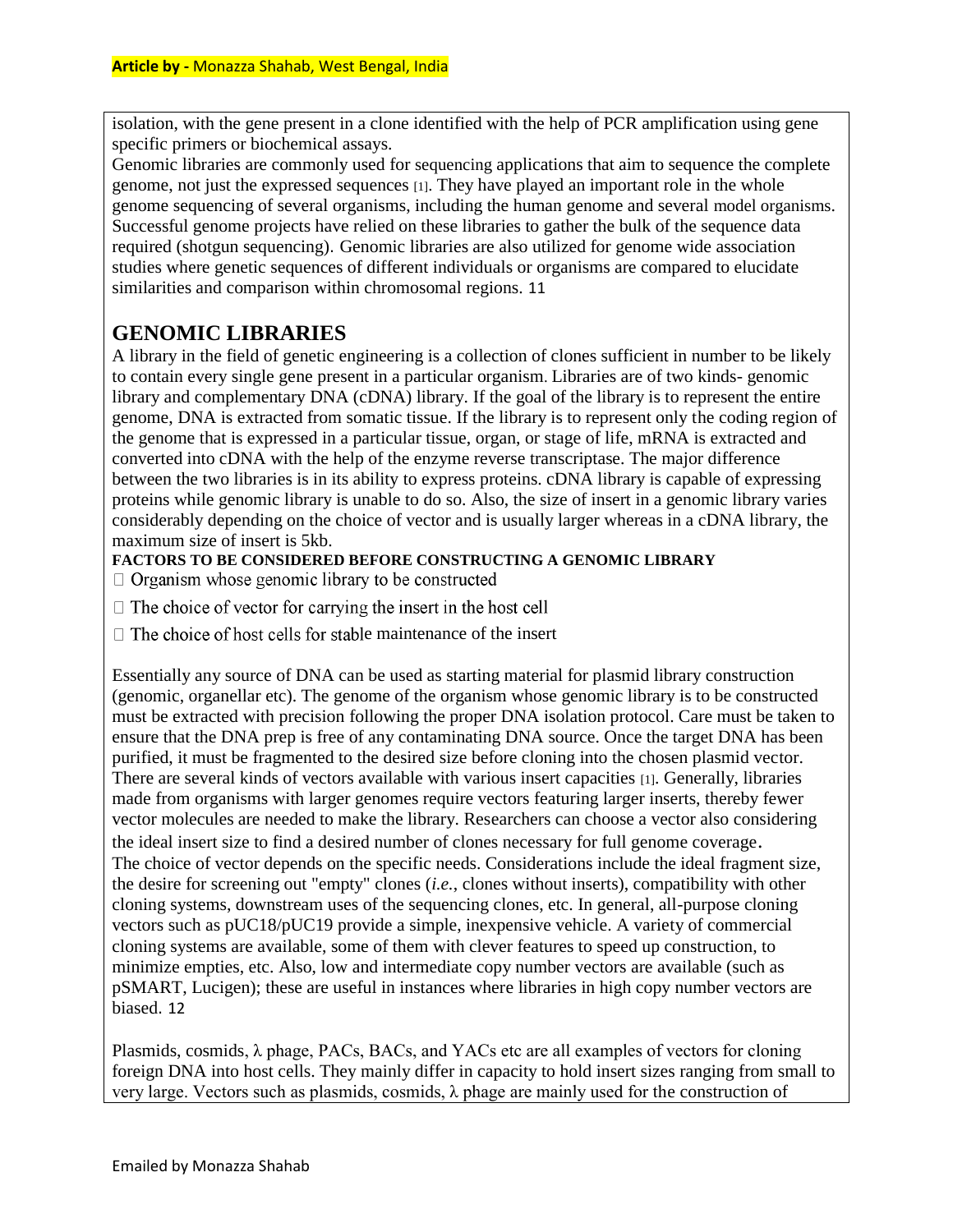isolation, with the gene present in a clone identified with the help of PCR amplification using gene specific primers or biochemical assays.

Genomic libraries are commonly used for sequencing applications that aim to sequence the complete genome, not just the expressed sequences [1]. They have played an important role in the whole genome sequencing of several organisms, including the human genome and several model organisms. Successful genome projects have relied on these libraries to gather the bulk of the sequence data required (shotgun sequencing). Genomic libraries are also utilized for genome wide association studies where genetic sequences of different individuals or organisms are compared to elucidate similarities and comparison within chromosomal regions. 11

## GENOMIC LIBRARIES

A library in the field of genetic engineering is a collection of clones sufficient in number to be likely to contain every single gene present in a particular organism. Libraries are of two kinds- genomic library and complementary DNA (cDNA) library. If the goal of the library is to represent the entire genome, DNA is extracted from somatic tissue. If the library is to represent only the coding region of the genome that is expressed in a particular tissue, organ, or stage of life, mRNA is extracted and converted into cDNA with the help of the enzyme reverse transcriptase. The major difference between the two libraries is in its ability to express proteins. cDNA library is capable of expressing proteins while genomic library is unable to do so. Also, the size of insert in a genomic library varies considerably depending on the choice of vector and is usually larger whereas in a cDNA library, the maximum size of insert is 5kb.

**FACTORS TO BE CONSIDERED BEFORE CONSTRUCTING A GENOMIC LIBRARY**

- Organism whose genomic library to be constructed
- The choice of vector for carrying the insert in the host cell
- The choice of host cells for stable maintenance of the insert

Essentially any source of DNA can be used as starting material for plasmid library construction (genomic, organellar etc). The genome of the organism whose genomic library is to be constructed must be extracted with precision following the proper DNA isolation protocol. Care must be taken to ensure that the DNA prep is free of any contaminating DNA source. Once the target DNA has been purified, it must be fragmented to the desired size before cloning into the chosen plasmid vector. There are several kinds of vectors available with various insert capacities [1]. Generally, libraries made from organisms with larger genomes require vectors featuring larger inserts, thereby fewer vector molecules are needed to make the library. Researchers can choose a vector also considering the ideal insert size to find a desired number of clones necessary for full genome coverage.

The choice of vector depends on the specific needs. Considerations include the ideal fragment size, the desire for screening out "empty" clones (*i.e.*, clones without inserts), compatibility with other cloning systems, downstream uses of the sequencing clones, etc. In general, all-purpose cloning vectors such as pUC18/pUC19 provide a simple, inexpensive vehicle. A variety of commercial cloning systems are available, some of them with clever features to speed up construction, to minimize empties, etc. Also, low and intermediate copy number vectors are available (such as pSMART, Lucigen); these are useful in instances where libraries in high copy number vectors are biased. 12

Plasmids, cosmids, λ phage, PACs, BACs, and YACs etc are all examples of vectors for cloning foreign DNA into host cells. They mainly differ in capacity to hold insert sizes ranging from small to very large. Vectors such as plasmids, cosmids, λ phage are mainly used for the construction of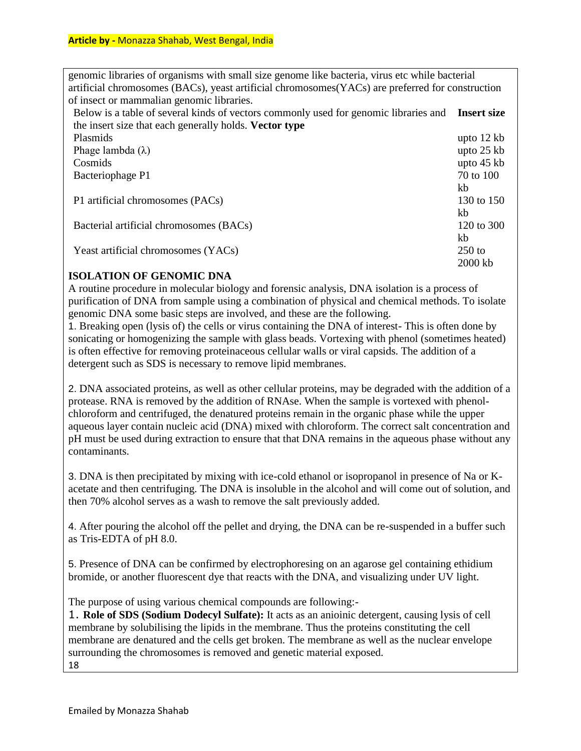genomic libraries of organisms with small size genome like bacteria, virus etc while bacterial artificial chromosomes (BACs), yeast artificial chromosomes(YACs) are preferred for construction of insect or mammalian genomic libraries.

Below is a table of several kinds of vectors commonly used for genomic libraries and the insert size that each generally holds.

| Vector type | Insert size |
|---|---|
| Plasmids | upto 12 kb |
| Phage lambda (λ) | upto 25 kb |
| Cosmids | upto 45 kb |
| Bacteriophage P1 | 70 to 100 kb |
| P1 artificial chromosomes (PACs) | 130 to 150 kb |
| Bacterial artificial chromosomes (BACs) | 120 to 300 kb |
| Yeast artificial chromosomes (YACs) | 250 to 2000 kb |

## ISOLATION OF GENOMIC DNA

A routine procedure in molecular biology and forensic analysis, DNA isolation is a process of purification of DNA from sample using a combination of physical and chemical methods. To isolate genomic DNA some basic steps are involved, and these are the following.

1. Breaking open (lysis of) the cells or virus containing the DNA of interest- This is often done by sonicating or homogenizing the sample with glass beads. Vortexing with phenol (sometimes heated) is often effective for removing proteinaceous cellular walls or viral capsids. The addition of a detergent such as SDS is necessary to remove lipid membranes.

2. DNA associated proteins, as well as other cellular proteins, may be degraded with the addition of a protease. RNA is removed by the addition of RNAse. When the sample is vortexed with phenol-chloroform and centrifuged, the denatured proteins remain in the organic phase while the upper aqueous layer contain nucleic acid (DNA) mixed with chloroform. The correct salt concentration and pH must be used during extraction to ensure that that DNA remains in the aqueous phase without any contaminants.

3. DNA is then precipitated by mixing with ice-cold ethanol or isopropanol in presence of Na or K-acetate and then centrifuging. The DNA is insoluble in the alcohol and will come out of solution, and then 70% alcohol serves as a wash to remove the salt previously added.

4. After pouring the alcohol off the pellet and drying, the DNA can be re-suspended in a buffer such as Tris-EDTA of pH 8.0.

5. Presence of DNA can be confirmed by electrophoresing on an agarose gel containing ethidium bromide, or another fluorescent dye that reacts with the DNA, and visualizing under UV light.

The purpose of using various chemical compounds are following:-

1. **Role of SDS (Sodium Dodecyl Sulfate):** It acts as an anioinic detergent, causing lysis of cell membrane by solubilising the lipids in the membrane. Thus the proteins constituting the cell membrane are denatured and the cells get broken. The membrane as well as the nuclear envelope surrounding the chromosomes is removed and genetic material exposed.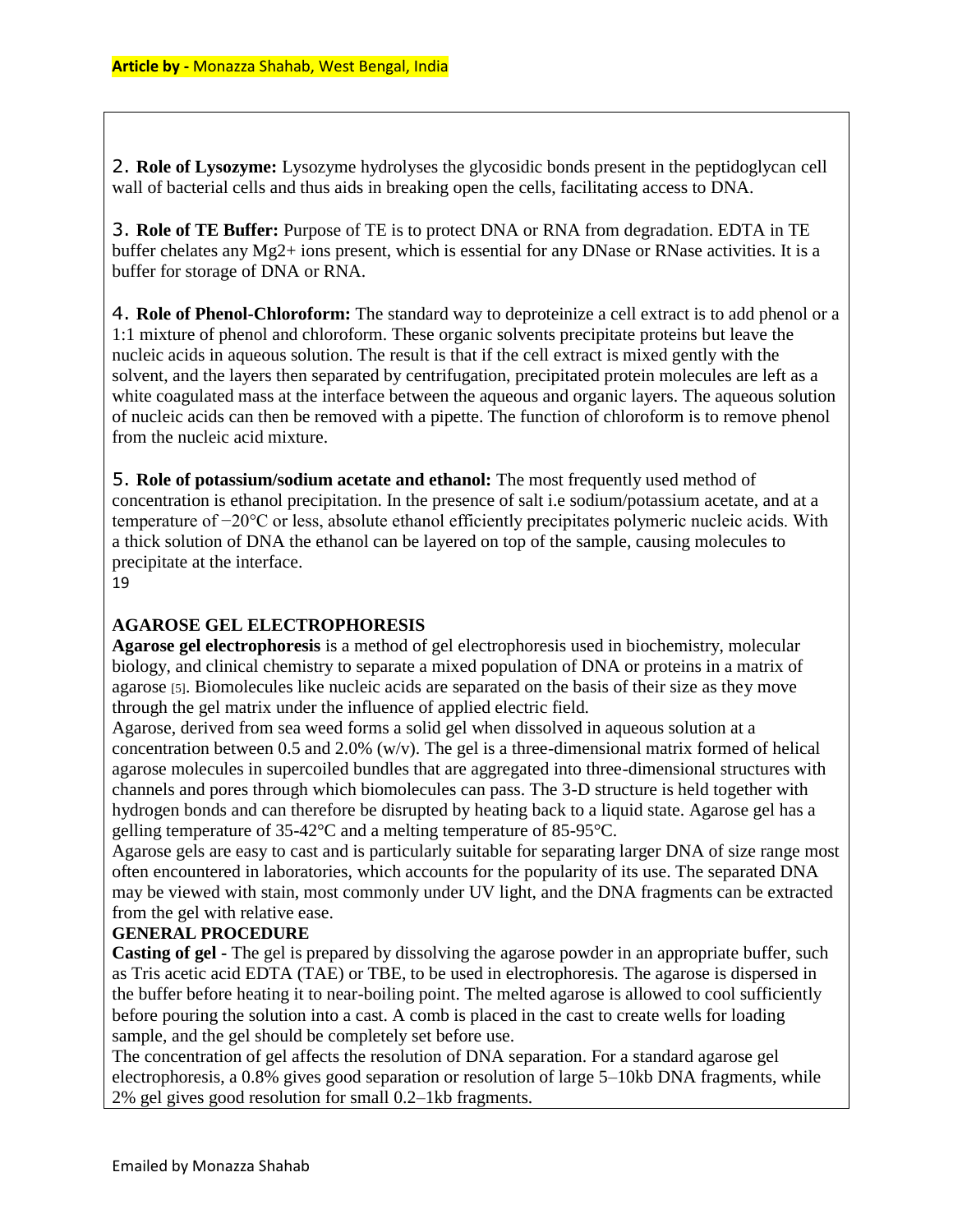2. **Role of Lysozyme:** Lysozyme hydrolyses the glycosidic bonds present in the peptidoglycan cell wall of bacterial cells and thus aids in breaking open the cells, facilitating access to DNA.

3. **Role of TE Buffer:** Purpose of TE is to protect DNA or RNA from degradation. EDTA in TE buffer chelates any $Mg^{2+}$ ions present, which is essential for any DNase or RNase activities. It is a buffer for storage of DNA or RNA.

4. **Role of Phenol-Chloroform:** The standard way to deproteinize a cell extract is to add phenol or a 1:1 mixture of phenol and chloroform. These organic solvents precipitate proteins but leave the nucleic acids in aqueous solution. The result is that if the cell extract is mixed gently with the solvent, and the layers then separated by centrifugation, precipitated protein molecules are left as a white coagulated mass at the interface between the aqueous and organic layers. The aqueous solution of nucleic acids can then be removed with a pipette. The function of chloroform is to remove phenol from the nucleic acid mixture.

5. **Role of potassium/sodium acetate and ethanol:** The most frequently used method of concentration is ethanol precipitation. In the presence of salt i.e sodium/potassium acetate, and at a temperature of −20°C or less, absolute ethanol efficiently precipitates polymeric nucleic acids. With a thick solution of DNA the ethanol can be layered on top of the sample, causing molecules to precipitate at the interface.
19

**AGAROSE GEL ELECTROPHORESIS**

**Agarose gel electrophoresis** is a method of gel electrophoresis used in biochemistry, molecular biology, and clinical chemistry to separate a mixed population of DNA or proteins in a matrix of agarose [5]. Biomolecules like nucleic acids are separated on the basis of their size as they move through the gel matrix under the influence of applied electric field.

Agarose, derived from sea weed forms a solid gel when dissolved in aqueous solution at a concentration between 0.5 and 2.0% (w/v). The gel is a three-dimensional matrix formed of helical agarose molecules in supercoiled bundles that are aggregated into three-dimensional structures with channels and pores through which biomolecules can pass. The 3-D structure is held together with hydrogen bonds and can therefore be disrupted by heating back to a liquid state. Agarose gel has a gelling temperature of 35-42°C and a melting temperature of 85-95°C.

Agarose gels are easy to cast and is particularly suitable for separating larger DNA of size range most often encountered in laboratories, which accounts for the popularity of its use. The separated DNA may be viewed with stain, most commonly under UV light, and the DNA fragments can be extracted from the gel with relative ease.

**GENERAL PROCEDURE**

**Casting of gel -** The gel is prepared by dissolving the agarose powder in an appropriate buffer, such as Tris acetic acid EDTA (TAE) or TBE, to be used in electrophoresis. The agarose is dispersed in the buffer before heating it to near-boiling point. The melted agarose is allowed to cool sufficiently before pouring the solution into a cast. A comb is placed in the cast to create wells for loading sample, and the gel should be completely set before use.

The concentration of gel affects the resolution of DNA separation. For a standard agarose gel electrophoresis, a 0.8% gives good separation or resolution of large 5–10kb DNA fragments, while 2% gel gives good resolution for small 0.2–1kb fragments.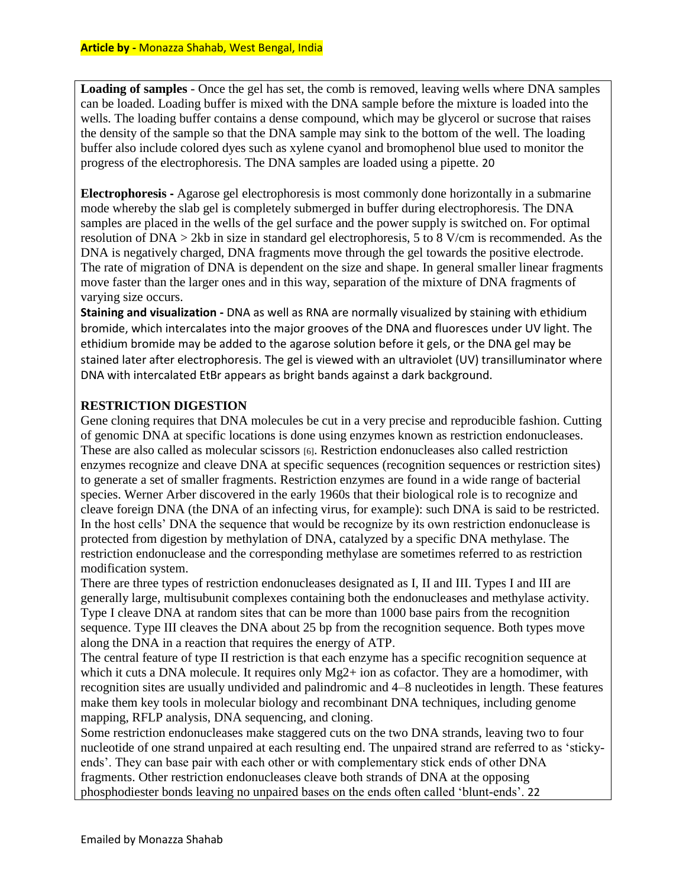**Loading of samples** - Once the gel has set, the comb is removed, leaving wells where DNA samples can be loaded. Loading buffer is mixed with the DNA sample before the mixture is loaded into the wells. The loading buffer contains a dense compound, which may be glycerol or sucrose that raises the density of the sample so that the DNA sample may sink to the bottom of the well. The loading buffer also include colored dyes such as xylene cyanol and bromophenol blue used to monitor the progress of the electrophoresis. The DNA samples are loaded using a pipette. 20

**Electrophoresis -** Agarose gel electrophoresis is most commonly done horizontally in a submarine mode whereby the slab gel is completely submerged in buffer during electrophoresis. The DNA samples are placed in the wells of the gel surface and the power supply is switched on. For optimal resolution of DNA > 2kb in size in standard gel electrophoresis, 5 to 8 V/cm is recommended. As the DNA is negatively charged, DNA fragments move through the gel towards the positive electrode. The rate of migration of DNA is dependent on the size and shape. In general smaller linear fragments move faster than the larger ones and in this way, separation of the mixture of DNA fragments of varying size occurs.

**Staining and visualization -** DNA as well as RNA are normally visualized by staining with ethidium bromide, which intercalates into the major grooves of the DNA and fluoresces under UV light. The ethidium bromide may be added to the agarose solution before it gels, or the DNA gel may be stained later after electrophoresis. The gel is viewed with an ultraviolet (UV) transilluminator where DNA with intercalated EtBr appears as bright bands against a dark background.

## RESTRICTION DIGESTION

Gene cloning requires that DNA molecules be cut in a very precise and reproducible fashion. Cutting of genomic DNA at specific locations is done using enzymes known as restriction endonucleases. These are also called as molecular scissors [6]. Restriction endonucleases also called restriction enzymes recognize and cleave DNA at specific sequences (recognition sequences or restriction sites) to generate a set of smaller fragments. Restriction enzymes are found in a wide range of bacterial species. Werner Arber discovered in the early 1960s that their biological role is to recognize and cleave foreign DNA (the DNA of an infecting virus, for example): such DNA is said to be restricted. In the host cells' DNA the sequence that would be recognize by its own restriction endonuclease is protected from digestion by methylation of DNA, catalyzed by a specific DNA methylase. The restriction endonuclease and the corresponding methylase are sometimes referred to as restriction modification system.

There are three types of restriction endonucleases designated as I, II and III. Types I and III are generally large, multisubunit complexes containing both the endonucleases and methylase activity. Type I cleave DNA at random sites that can be more than 1000 base pairs from the recognition sequence. Type III cleaves the DNA about 25 bp from the recognition sequence. Both types move along the DNA in a reaction that requires the energy of ATP.

The central feature of type II restriction is that each enzyme has a specific recognition sequence at which it cuts a DNA molecule. It requires only $Mg^{2+}$ ion as cofactor. They are a homodimer, with recognition sites are usually undivided and palindromic and 4–8 nucleotides in length. These features make them key tools in molecular biology and recombinant DNA techniques, including genome mapping, RFLP analysis, DNA sequencing, and cloning.

Some restriction endonucleases make staggered cuts on the two DNA strands, leaving two to four nucleotide of one strand unpaired at each resulting end. The unpaired strand are referred to as 'sticky-ends'. They can base pair with each other or with complementary stick ends of other DNA fragments. Other restriction endonucleases cleave both strands of DNA at the opposing phosphodiester bonds leaving no unpaired bases on the ends often called 'blunt-ends'. 22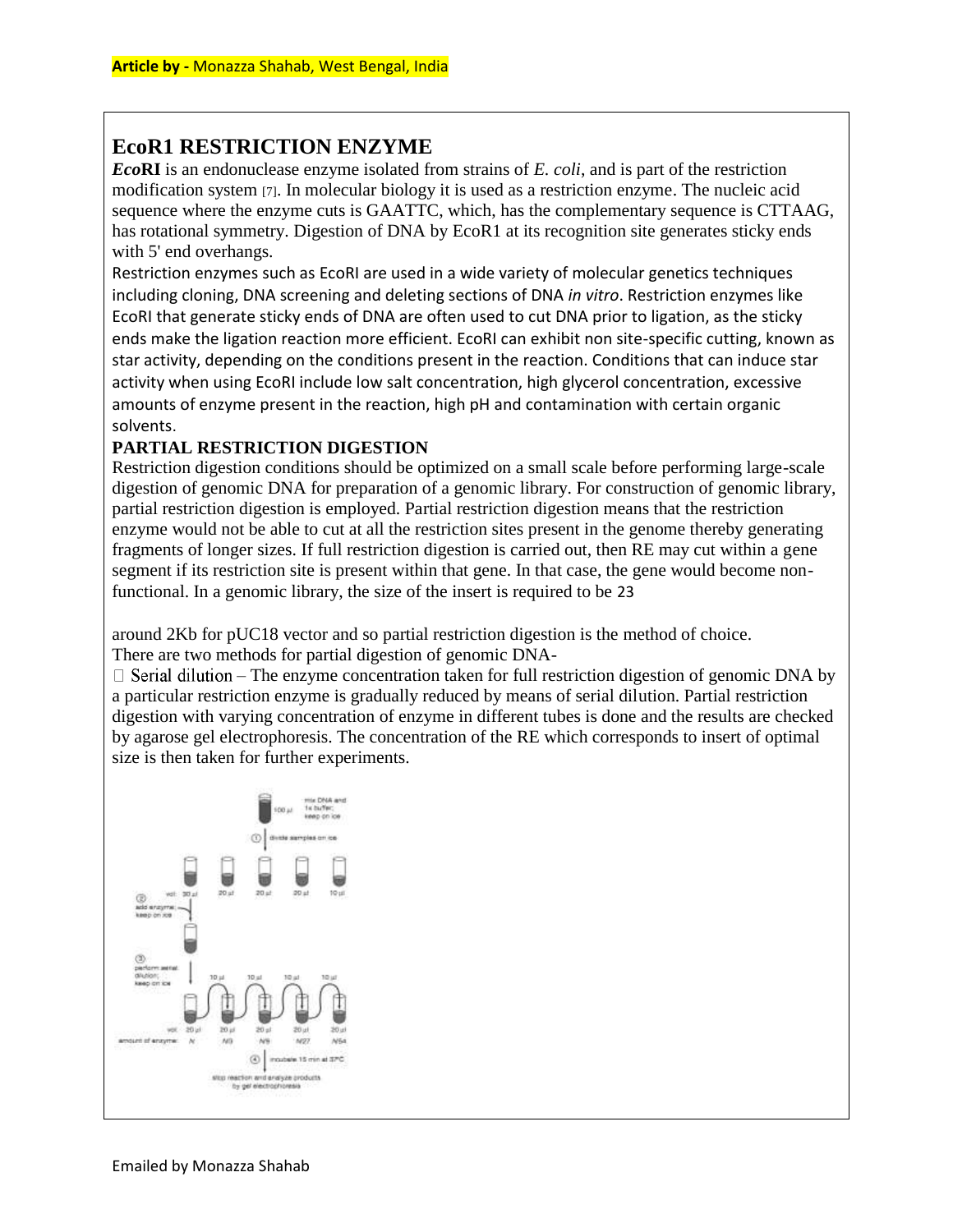**Article by -** Monazza Shahab, West Bengal, India

## EcoR1 RESTRICTION ENZYME

***Eco*RI** is an endonuclease enzyme isolated from strains of *E. coli*, and is part of the restriction modification system [7]. In molecular biology it is used as a restriction enzyme. The nucleic acid sequence where the enzyme cuts is GAATTC, which, has the complementary sequence is CTTAAG, has rotational symmetry. Digestion of DNA by EcoR1 at its recognition site generates sticky ends with 5' end overhangs.

Restriction enzymes such as EcoRI are used in a wide variety of molecular genetics techniques including cloning, DNA screening and deleting sections of DNA *in vitro*. Restriction enzymes like EcoRI that generate sticky ends of DNA are often used to cut DNA prior to ligation, as the sticky ends make the ligation reaction more efficient. EcoRI can exhibit non site-specific cutting, known as star activity, depending on the conditions present in the reaction. Conditions that can induce star activity when using EcoRI include low salt concentration, high glycerol concentration, excessive amounts of enzyme present in the reaction, high pH and contamination with certain organic solvents.

### PARTIAL RESTRICTION DIGESTION

Restriction digestion conditions should be optimized on a small scale before performing large-scale digestion of genomic DNA for preparation of a genomic library. For construction of genomic library, partial restriction digestion is employed. Partial restriction digestion means that the restriction enzyme would not be able to cut at all the restriction sites present in the genome thereby generating fragments of longer sizes. If full restriction digestion is carried out, then RE may cut within a gene segment if its restriction site is present within that gene. In that case, the gene would become non-functional. In a genomic library, the size of the insert is required to be around 2Kb for pUC18 vector and so partial restriction digestion is the method of choice.

There are two methods for partial digestion of genomic DNA-

- Serial dilution – The enzyme concentration taken for full restriction digestion of genomic DNA by a particular restriction enzyme is gradually reduced by means of serial dilution. Partial restriction digestion with varying concentration of enzyme in different tubes is done and the results are checked by agarose gel electrophoresis. The concentration of the RE which corresponds to insert of optimal size is then taken for further experiments.

Emailed by Monazza Shahab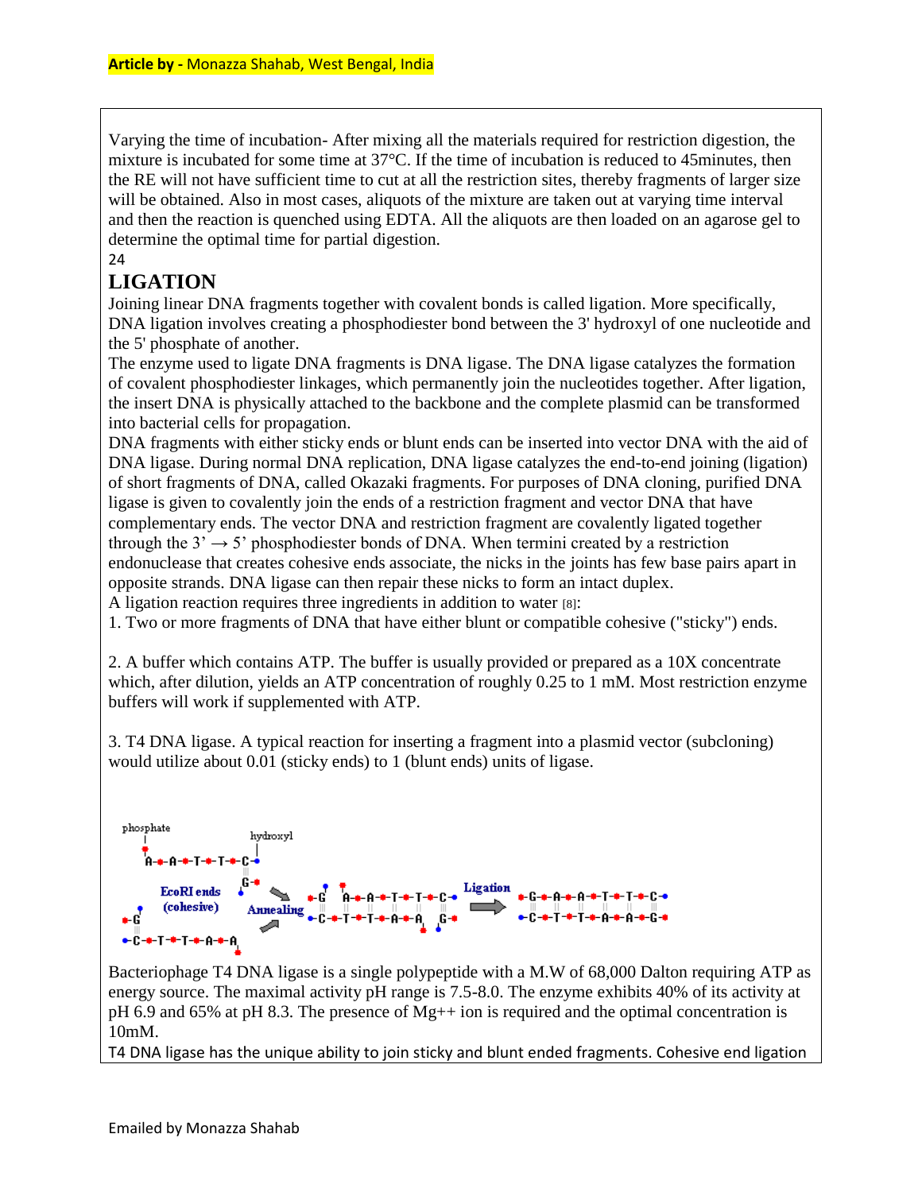Varying the time of incubation- After mixing all the materials required for restriction digestion, the mixture is incubated for some time at 37°C. If the time of incubation is reduced to 45minutes, then the RE will not have sufficient time to cut at all the restriction sites, thereby fragments of larger size will be obtained. Also in most cases, aliquots of the mixture are taken out at varying time interval and then the reaction is quenched using EDTA. All the aliquots are then loaded on an agarose gel to determine the optimal time for partial digestion.

24

# LIGATION

Joining linear DNA fragments together with covalent bonds is called ligation. More specifically, DNA ligation involves creating a phosphodiester bond between the 3' hydroxyl of one nucleotide and the 5' phosphate of another.

The enzyme used to ligate DNA fragments is DNA ligase. The DNA ligase catalyzes the formation of covalent phosphodiester linkages, which permanently join the nucleotides together. After ligation, the insert DNA is physically attached to the backbone and the complete plasmid can be transformed into bacterial cells for propagation.

DNA fragments with either sticky ends or blunt ends can be inserted into vector DNA with the aid of DNA ligase. During normal DNA replication, DNA ligase catalyzes the end-to-end joining (ligation) of short fragments of DNA, called Okazaki fragments. For purposes of DNA cloning, purified DNA ligase is given to covalently join the ends of a restriction fragment and vector DNA that have complementary ends. The vector DNA and restriction fragment are covalently ligated together through the 3' → 5' phosphodiester bonds of DNA. When termini created by a restriction endonuclease that creates cohesive ends associate, the nicks in the joints has few base pairs apart in opposite strands. DNA ligase can then repair these nicks to form an intact duplex.

A ligation reaction requires three ingredients in addition to water [8]:

1. Two or more fragments of DNA that have either blunt or compatible cohesive ("sticky") ends.

2. A buffer which contains ATP. The buffer is usually provided or prepared as a 10X concentrate which, after dilution, yields an ATP concentration of roughly 0.25 to 1 mM. Most restriction enzyme buffers will work if supplemented with ATP.

3. T4 DNA ligase. A typical reaction for inserting a fragment into a plasmid vector (subcloning) would utilize about 0.01 (sticky ends) to 1 (blunt ends) units of ligase.

Bacteriophage T4 DNA ligase is a single polypeptide with a M.W of 68,000 Dalton requiring ATP as energy source. The maximal activity pH range is 7.5-8.0. The enzyme exhibits 40% of its activity at pH 6.9 and 65% at pH 8.3. The presence of $Mg^{++}$ ion is required and the optimal concentration is 10mM.

T4 DNA ligase has the unique ability to join sticky and blunt ended fragments. Cohesive end ligation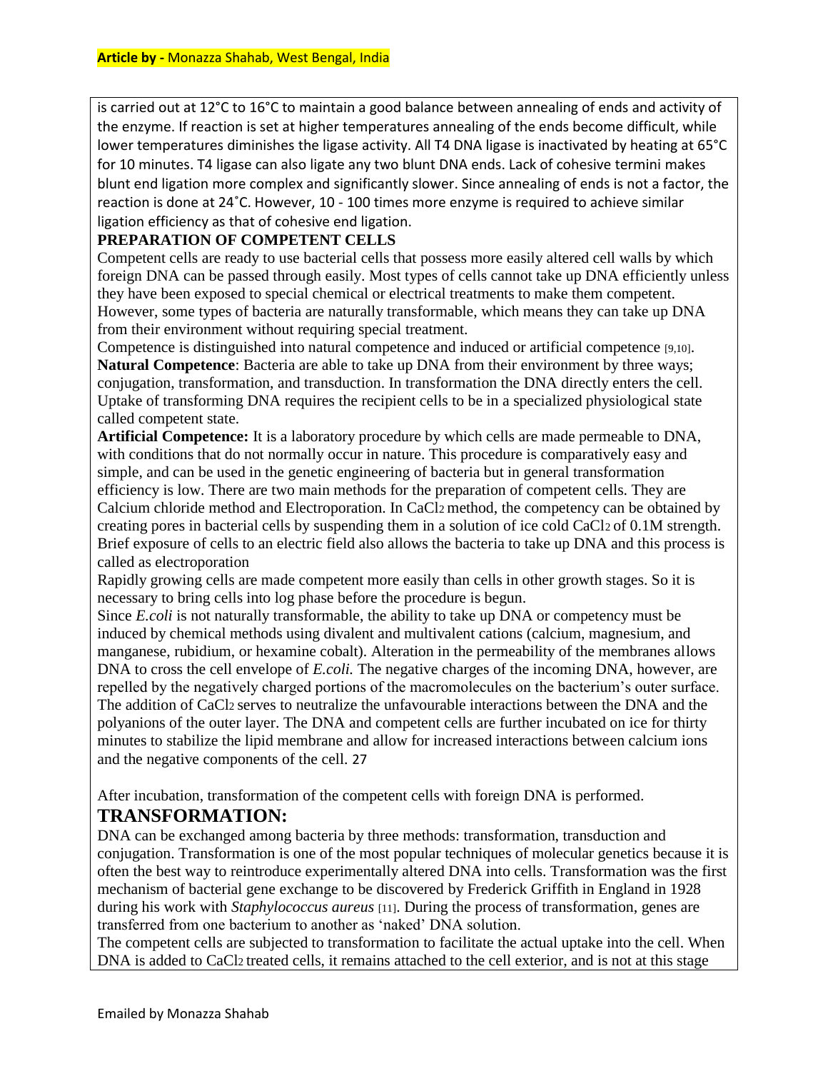is carried out at 12°C to 16°C to maintain a good balance between annealing of ends and activity of the enzyme. If reaction is set at higher temperatures annealing of the ends become difficult, while lower temperatures diminishes the ligase activity. All T4 DNA ligase is inactivated by heating at 65°C for 10 minutes. T4 ligase can also ligate any two blunt DNA ends. Lack of cohesive termini makes blunt end ligation more complex and significantly slower. Since annealing of ends is not a factor, the reaction is done at 24˚C. However, 10 - 100 times more enzyme is required to achieve similar ligation efficiency as that of cohesive end ligation.

## PREPARATION OF COMPETENT CELLS

Competent cells are ready to use bacterial cells that possess more easily altered cell walls by which foreign DNA can be passed through easily. Most types of cells cannot take up DNA efficiently unless they have been exposed to special chemical or electrical treatments to make them competent. However, some types of bacteria are naturally transformable, which means they can take up DNA from their environment without requiring special treatment.

Competence is distinguished into natural competence and induced or artificial competence [9,10].

**Natural Competence**: Bacteria are able to take up DNA from their environment by three ways; conjugation, transformation, and transduction. In transformation the DNA directly enters the cell. Uptake of transforming DNA requires the recipient cells to be in a specialized physiological state called competent state.

**Artificial Competence:** It is a laboratory procedure by which cells are made permeable to DNA, with conditions that do not normally occur in nature. This procedure is comparatively easy and simple, and can be used in the genetic engineering of bacteria but in general transformation efficiency is low. There are two main methods for the preparation of competent cells. They are Calcium chloride method and Electroporation. In $CaCl_2$ method, the competency can be obtained by creating pores in bacterial cells by suspending them in a solution of ice cold $CaCl_2$ of 0.1M strength. Brief exposure of cells to an electric field also allows the bacteria to take up DNA and this process is called as electroporation

Rapidly growing cells are made competent more easily than cells in other growth stages. So it is necessary to bring cells into log phase before the procedure is begun.

Since *E.coli* is not naturally transformable, the ability to take up DNA or competency must be induced by chemical methods using divalent and multivalent cations (calcium, magnesium, and manganese, rubidium, or hexamine cobalt). Alteration in the permeability of the membranes allows DNA to cross the cell envelope of *E.coli.* The negative charges of the incoming DNA, however, are repelled by the negatively charged portions of the macromolecules on the bacterium's outer surface. The addition of $CaCl_2$ serves to neutralize the unfavourable interactions between the DNA and the polyanions of the outer layer. The DNA and competent cells are further incubated on ice for thirty minutes to stabilize the lipid membrane and allow for increased interactions between calcium ions and the negative components of the cell.

After incubation, transformation of the competent cells with foreign DNA is performed.

## TRANSFORMATION:

DNA can be exchanged among bacteria by three methods: transformation, transduction and conjugation. Transformation is one of the most popular techniques of molecular genetics because it is often the best way to reintroduce experimentally altered DNA into cells. Transformation was the first mechanism of bacterial gene exchange to be discovered by Frederick Griffith in England in 1928 during his work with *Staphylococcus aureus* [11]. During the process of transformation, genes are transferred from one bacterium to another as 'naked' DNA solution.

The competent cells are subjected to transformation to facilitate the actual uptake into the cell. When DNA is added to $CaCl_2$ treated cells, it remains attached to the cell exterior, and is not at this stage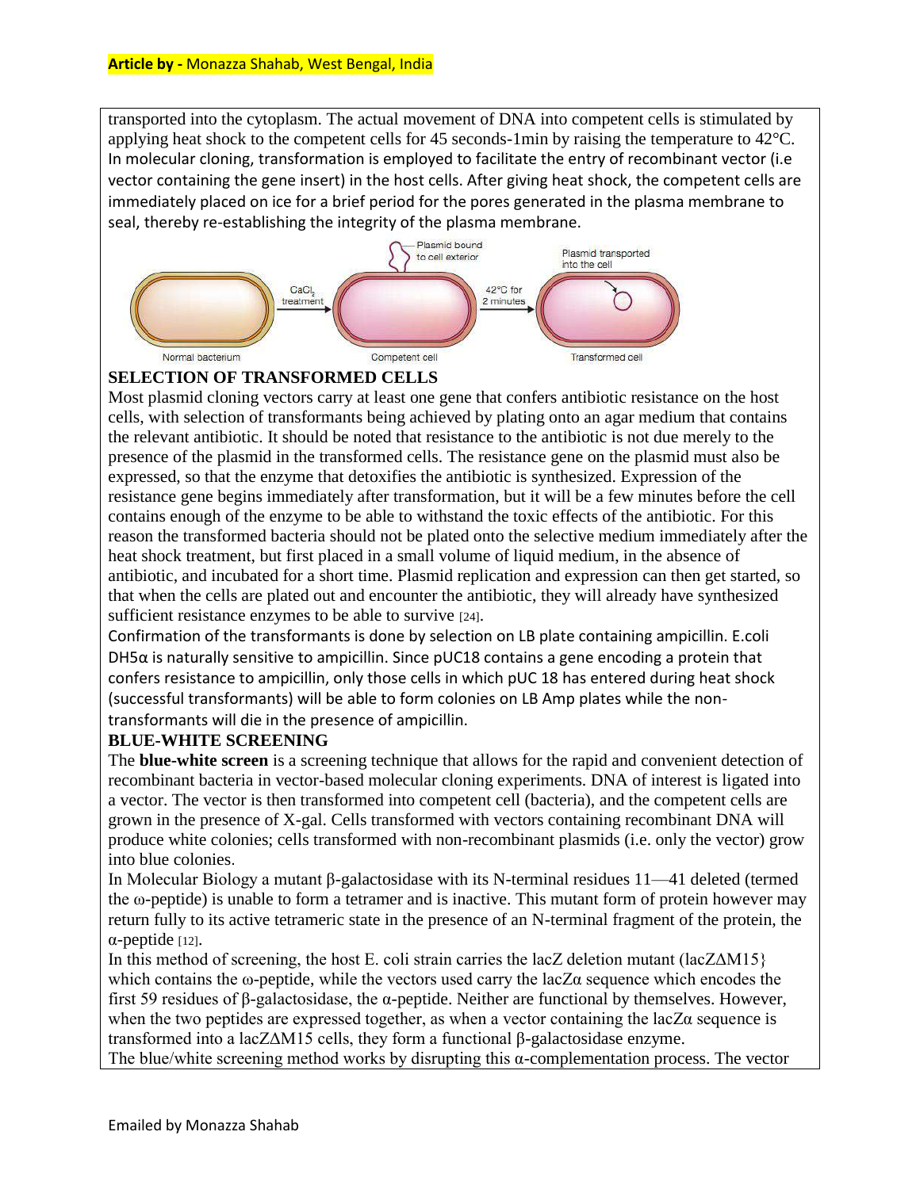transported into the cytoplasm. The actual movement of DNA into competent cells is stimulated by applying heat shock to the competent cells for 45 seconds-1min by raising the temperature to 42°C. In molecular cloning, transformation is employed to facilitate the entry of recombinant vector (i.e vector containing the gene insert) in the host cells. After giving heat shock, the competent cells are immediately placed on ice for a brief period for the pores generated in the plasma membrane to seal, thereby re-establishing the integrity of the plasma membrane.

### SELECTION OF TRANSFORMED CELLS

Most plasmid cloning vectors carry at least one gene that confers antibiotic resistance on the host cells, with selection of transformants being achieved by plating onto an agar medium that contains the relevant antibiotic. It should be noted that resistance to the antibiotic is not due merely to the presence of the plasmid in the transformed cells. The resistance gene on the plasmid must also be expressed, so that the enzyme that detoxifies the antibiotic is synthesized. Expression of the resistance gene begins immediately after transformation, but it will be a few minutes before the cell contains enough of the enzyme to be able to withstand the toxic effects of the antibiotic. For this reason the transformed bacteria should not be plated onto the selective medium immediately after the heat shock treatment, but first placed in a small volume of liquid medium, in the absence of antibiotic, and incubated for a short time. Plasmid replication and expression can then get started, so that when the cells are plated out and encounter the antibiotic, they will already have synthesized sufficient resistance enzymes to be able to survive [24].

Confirmation of the transformants is done by selection on LB plate containing ampicillin. E.coli DH5α is naturally sensitive to ampicillin. Since pUC18 contains a gene encoding a protein that confers resistance to ampicillin, only those cells in which pUC 18 has entered during heat shock (successful transformants) will be able to form colonies on LB Amp plates while the non-transformants will die in the presence of ampicillin.

### BLUE-WHITE SCREENING

The **blue-white screen** is a screening technique that allows for the rapid and convenient detection of recombinant bacteria in vector-based molecular cloning experiments. DNA of interest is ligated into a vector. The vector is then transformed into competent cell (bacteria), and the competent cells are grown in the presence of X-gal. Cells transformed with vectors containing recombinant DNA will produce white colonies; cells transformed with non-recombinant plasmids (i.e. only the vector) grow into blue colonies.

In Molecular Biology a mutant β-galactosidase with its N-terminal residues 11—41 deleted (termed the ω-peptide) is unable to form a tetramer and is inactive. This mutant form of protein however may return fully to its active tetrameric state in the presence of an N-terminal fragment of the protein, the α-peptide [12].

In this method of screening, the host E. coli strain carries the lacZ deletion mutant (lacZΔM15} which contains the ω-peptide, while the vectors used carry the lacZα sequence which encodes the first 59 residues of β-galactosidase, the α-peptide. Neither are functional by themselves. However, when the two peptides are expressed together, as when a vector containing the lacZα sequence is transformed into a lacZΔM15 cells, they form a functional β-galactosidase enzyme.

The blue/white screening method works by disrupting this α-complementation process. The vector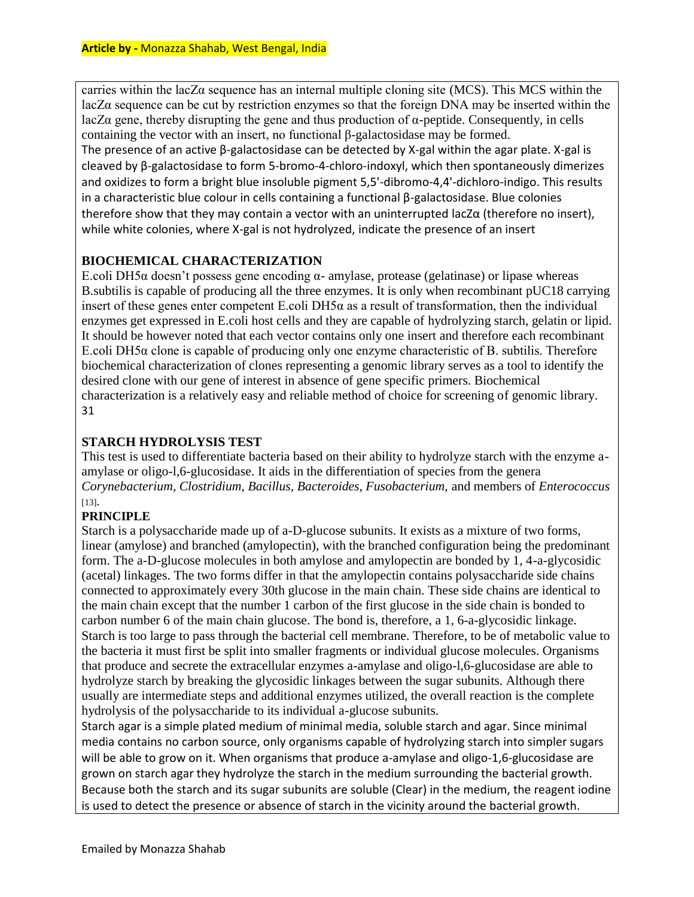carries within the lacZα sequence has an internal multiple cloning site (MCS). This MCS within the lacZα sequence can be cut by restriction enzymes so that the foreign DNA may be inserted within the lacZα gene, thereby disrupting the gene and thus production of α-peptide. Consequently, in cells containing the vector with an insert, no functional β-galactosidase may be formed.
The presence of an active β-galactosidase can be detected by X-gal within the agar plate. X-gal is cleaved by β-galactosidase to form 5-bromo-4-chloro-indoxyl, which then spontaneously dimerizes and oxidizes to form a bright blue insoluble pigment 5,5'-dibromo-4,4'-dichloro-indigo. This results in a characteristic blue colour in cells containing a functional β-galactosidase. Blue colonies therefore show that they may contain a vector with an uninterrupted lacZα (therefore no insert), while white colonies, where X-gal is not hydrolyzed, indicate the presence of an insert

## BIOCHEMICAL CHARACTERIZATION

E.coli DH5α doesn't possess gene encoding α- amylase, protease (gelatinase) or lipase whereas B.subtilis is capable of producing all the three enzymes. It is only when recombinant pUC18 carrying insert of these genes enter competent E.coli DH5α as a result of transformation, then the individual enzymes get expressed in E.coli host cells and they are capable of hydrolyzing starch, gelatin or lipid. It should be however noted that each vector contains only one insert and therefore each recombinant E.coli DH5α clone is capable of producing only one enzyme characteristic of B. subtilis. Therefore biochemical characterization of clones representing a genomic library serves as a tool to identify the desired clone with our gene of interest in absence of gene specific primers. Biochemical characterization is a relatively easy and reliable method of choice for screening of genomic library. 31

## STARCH HYDROLYSIS TEST

This test is used to differentiate bacteria based on their ability to hydrolyze starch with the enzyme a-amylase or oligo-l,6-glucosidase. It aids in the differentiation of species from the genera *Corynebacterium, Clostridium, Bacillus, Bacteroides, Fusobacterium,* and members of *Enterococcus* [13].

### PRINCIPLE

Starch is a polysaccharide made up of a-D-glucose subunits. It exists as a mixture of two forms, linear (amylose) and branched (amylopectin), with the branched configuration being the predominant form. The a-D-glucose molecules in both amylose and amylopectin are bonded by 1, 4-a-glycosidic (acetal) linkages. The two forms differ in that the amylopectin contains polysaccharide side chains connected to approximately every 30th glucose in the main chain. These side chains are identical to the main chain except that the number 1 carbon of the first glucose in the side chain is bonded to carbon number 6 of the main chain glucose. The bond is, therefore, a 1, 6-a-glycosidic linkage. Starch is too large to pass through the bacterial cell membrane. Therefore, to be of metabolic value to the bacteria it must first be split into smaller fragments or individual glucose molecules. Organisms that produce and secrete the extracellular enzymes a-amylase and oligo-l,6-glucosidase are able to hydrolyze starch by breaking the glycosidic linkages between the sugar subunits. Although there usually are intermediate steps and additional enzymes utilized, the overall reaction is the complete hydrolysis of the polysaccharide to its individual a-glucose subunits.
Starch agar is a simple plated medium of minimal media, soluble starch and agar. Since minimal media contains no carbon source, only organisms capable of hydrolyzing starch into simpler sugars will be able to grow on it. When organisms that produce a-amylase and oligo-1,6-glucosidase are grown on starch agar they hydrolyze the starch in the medium surrounding the bacterial growth. Because both the starch and its sugar subunits are soluble (Clear) in the medium, the reagent iodine is used to detect the presence or absence of starch in the vicinity around the bacterial growth.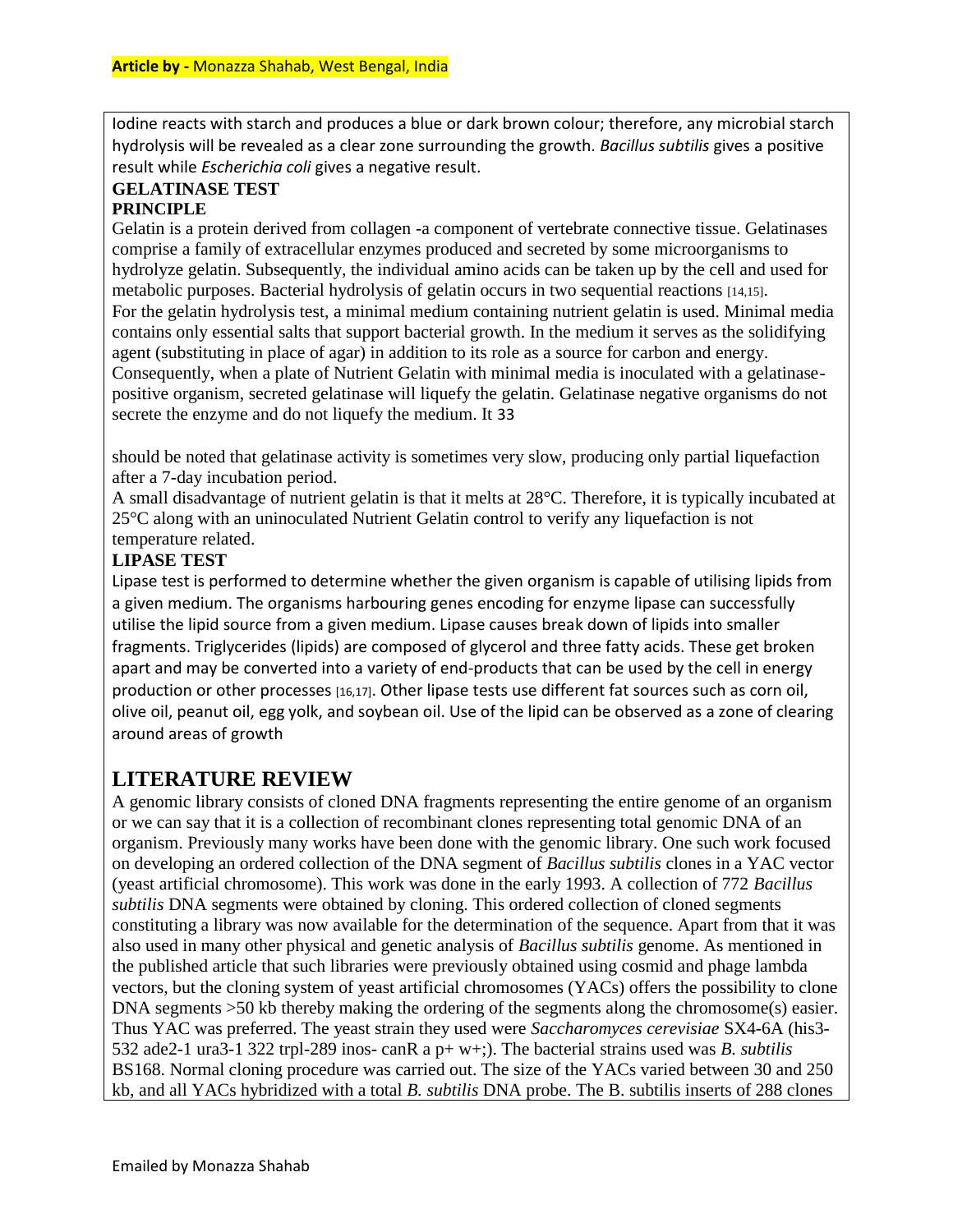Iodine reacts with starch and produces a blue or dark brown colour; therefore, any microbial starch hydrolysis will be revealed as a clear zone surrounding the growth. *Bacillus subtilis* gives a positive result while *Escherichia coli* gives a negative result.

### GELATINASE TEST

**PRINCIPLE**

Gelatin is a protein derived from collagen -a component of vertebrate connective tissue. Gelatinases comprise a family of extracellular enzymes produced and secreted by some microorganisms to hydrolyze gelatin. Subsequently, the individual amino acids can be taken up by the cell and used for metabolic purposes. Bacterial hydrolysis of gelatin occurs in two sequential reactions [14,15].

For the gelatin hydrolysis test, a minimal medium containing nutrient gelatin is used. Minimal media contains only essential salts that support bacterial growth. In the medium it serves as the solidifying agent (substituting in place of agar) in addition to its role as a source for carbon and energy. Consequently, when a plate of Nutrient Gelatin with minimal media is inoculated with a gelatinase-positive organism, secreted gelatinase will liquefy the gelatin. Gelatinase negative organisms do not secrete the enzyme and do not liquefy the medium. It 33

should be noted that gelatinase activity is sometimes very slow, producing only partial liquefaction after a 7-day incubation period.

A small disadvantage of nutrient gelatin is that it melts at 28°C. Therefore, it is typically incubated at 25°C along with an uninoculated Nutrient Gelatin control to verify any liquefaction is not temperature related.

### LIPASE TEST

Lipase test is performed to determine whether the given organism is capable of utilising lipids from a given medium. The organisms harbouring genes encoding for enzyme lipase can successfully utilise the lipid source from a given medium. Lipase causes break down of lipids into smaller fragments. Triglycerides (lipids) are composed of glycerol and three fatty acids. These get broken apart and may be converted into a variety of end-products that can be used by the cell in energy production or other processes [16,17]. Other lipase tests use different fat sources such as corn oil, olive oil, peanut oil, egg yolk, and soybean oil. Use of the lipid can be observed as a zone of clearing around areas of growth

## LITERATURE REVIEW

A genomic library consists of cloned DNA fragments representing the entire genome of an organism or we can say that it is a collection of recombinant clones representing total genomic DNA of an organism. Previously many works have been done with the genomic library. One such work focused on developing an ordered collection of the DNA segment of *Bacillus subtilis* clones in a YAC vector (yeast artificial chromosome). This work was done in the early 1993. A collection of 772 *Bacillus subtilis* DNA segments were obtained by cloning. This ordered collection of cloned segments constituting a library was now available for the determination of the sequence. Apart from that it was also used in many other physical and genetic analysis of *Bacillus subtilis* genome. As mentioned in the published article that such libraries were previously obtained using cosmid and phage lambda vectors, but the cloning system of yeast artificial chromosomes (YACs) offers the possibility to clone DNA segments >50 kb thereby making the ordering of the segments along the chromosome(s) easier. Thus YAC was preferred. The yeast strain they used were *Saccharomyces cerevisiae* SX4-6A (his3-532 ade2-1 ura3-1 322 trpl-289 inos- canR a p+ w+;). The bacterial strains used was *B. subtilis* BS168. Normal cloning procedure was carried out. The size of the YACs varied between 30 and 250 kb, and all YACs hybridized with a total *B. subtilis* DNA probe. The B. subtilis inserts of 288 clones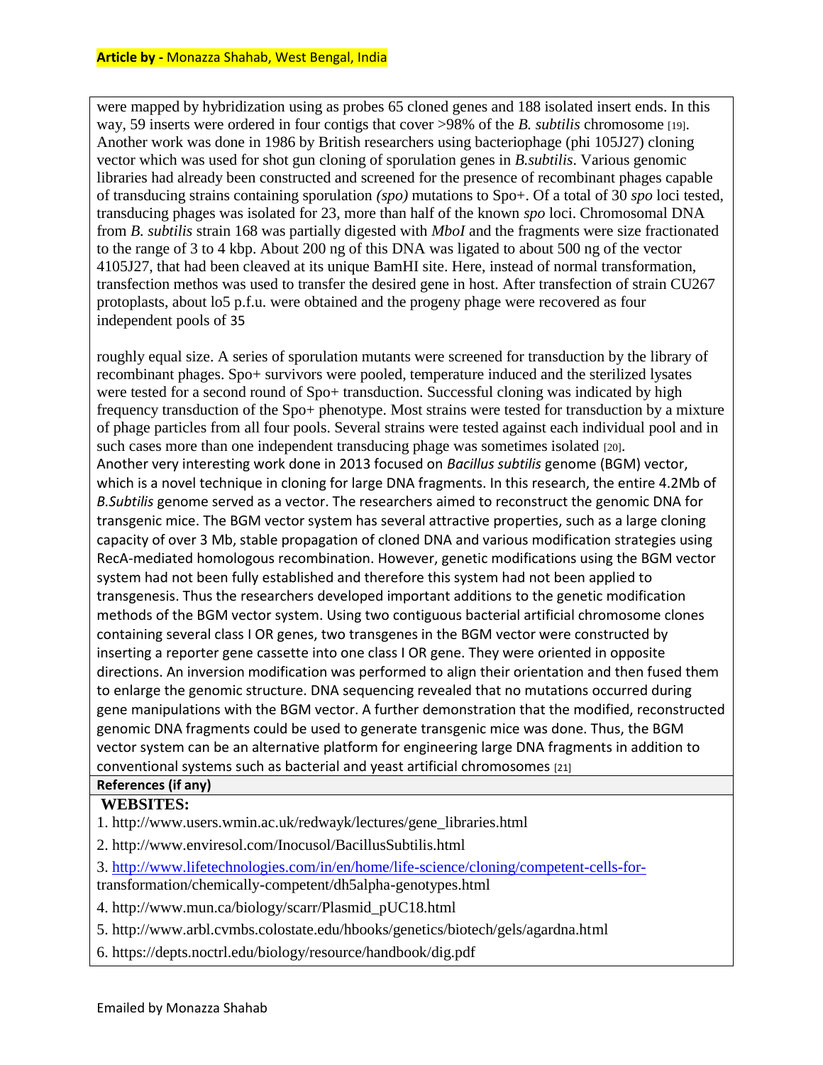were mapped by hybridization using as probes 65 cloned genes and 188 isolated insert ends. In this way, 59 inserts were ordered in four contigs that cover >98% of the *B. subtilis* chromosome [19]. Another work was done in 1986 by British researchers using bacteriophage (phi 105J27) cloning vector which was used for shot gun cloning of sporulation genes in *B.subtilis*. Various genomic libraries had already been constructed and screened for the presence of recombinant phages capable of transducing strains containing sporulation *(spo)* mutations to Spo+. Of a total of 30 *spo* loci tested, transducing phages was isolated for 23, more than half of the known *spo* loci. Chromosomal DNA from *B. subtilis* strain 168 was partially digested with *MboI* and the fragments were size fractionated to the range of 3 to 4 kbp. About 200 ng of this DNA was ligated to about 500 ng of the vector 4105J27, that had been cleaved at its unique BamHI site. Here, instead of normal transformation, transfection methos was used to transfer the desired gene in host. After transfection of strain CU267 protoplasts, about lo5 p.f.u. were obtained and the progeny phage were recovered as four independent pools of 35

roughly equal size. A series of sporulation mutants were screened for transduction by the library of recombinant phages. Spo+ survivors were pooled, temperature induced and the sterilized lysates were tested for a second round of Spo+ transduction. Successful cloning was indicated by high frequency transduction of the Spo+ phenotype. Most strains were tested for transduction by a mixture of phage particles from all four pools. Several strains were tested against each individual pool and in such cases more than one independent transducing phage was sometimes isolated [20].
Another very interesting work done in 2013 focused on *Bacillus subtilis* genome (BGM) vector, which is a novel technique in cloning for large DNA fragments. In this research, the entire 4.2Mb of *B.Subtilis* genome served as a vector. The researchers aimed to reconstruct the genomic DNA for transgenic mice. The BGM vector system has several attractive properties, such as a large cloning capacity of over 3 Mb, stable propagation of cloned DNA and various modification strategies using RecA-mediated homologous recombination. However, genetic modifications using the BGM vector system had not been fully established and therefore this system had not been applied to transgenesis. Thus the researchers developed important additions to the genetic modification methods of the BGM vector system. Using two contiguous bacterial artificial chromosome clones containing several class I OR genes, two transgenes in the BGM vector were constructed by inserting a reporter gene cassette into one class I OR gene. They were oriented in opposite directions. An inversion modification was performed to align their orientation and then fused them to enlarge the genomic structure. DNA sequencing revealed that no mutations occurred during gene manipulations with the BGM vector. A further demonstration that the modified, reconstructed genomic DNA fragments could be used to generate transgenic mice was done. Thus, the BGM vector system can be an alternative platform for engineering large DNA fragments in addition to conventional systems such as bacterial and yeast artificial chromosomes [21]

**References (if any)**

**WEBSITES:**

1. http://www.users.wmin.ac.uk/redwayk/lectures/gene_libraries.html
2. http://www.enviresol.com/Inocusol/BacillusSubtilis.html
3. http://www.lifetechnologies.com/in/en/home/life-science/cloning/competent-cells-for-transformation/chemically-competent/dh5alpha-genotypes.html
4. http://www.mun.ca/biology/scarr/Plasmid_pUC18.html
5. http://www.arbl.cvmbs.colostate.edu/hbooks/genetics/biotech/gels/agardna.html
6. https://depts.noctrl.edu/biology/resource/handbook/dig.pdf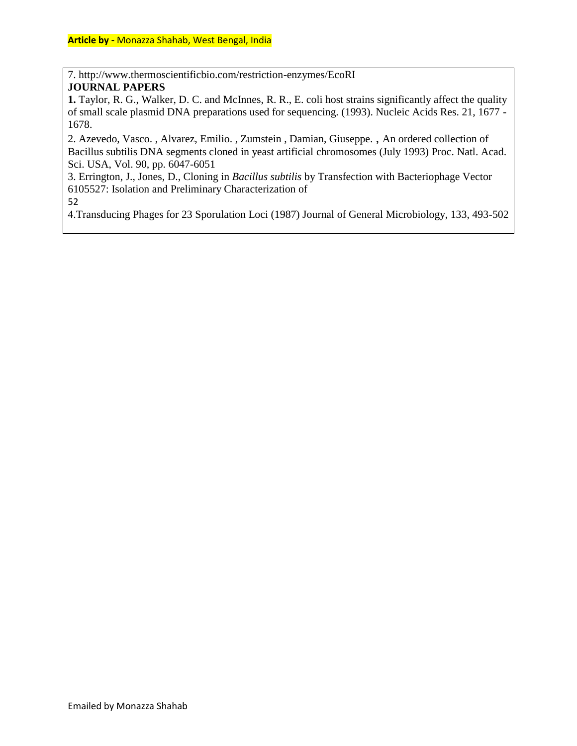7. http://www.thermoscientificbio.com/restriction-enzymes/EcoRI

**JOURNAL PAPERS**

**1.** Taylor, R. G., Walker, D. C. and McInnes, R. R., E. coli host strains significantly affect the quality of small scale plasmid DNA preparations used for sequencing. (1993). Nucleic Acids Res. 21, 1677 - 1678.

2. Azevedo, Vasco. , Alvarez, Emilio. , Zumstein , Damian, Giuseppe. , An ordered collection of Bacillus subtilis DNA segments cloned in yeast artificial chromosomes (July 1993) Proc. Natl. Acad. Sci. USA, Vol. 90, pp. 6047-6051

3. Errington, J., Jones, D., Cloning in *Bacillus subtilis* by Transfection with Bacteriophage Vector 6105527: Isolation and Preliminary Characterization of

4.Transducing Phages for 23 Sporulation Loci (1987) Journal of General Microbiology, 133, 493-502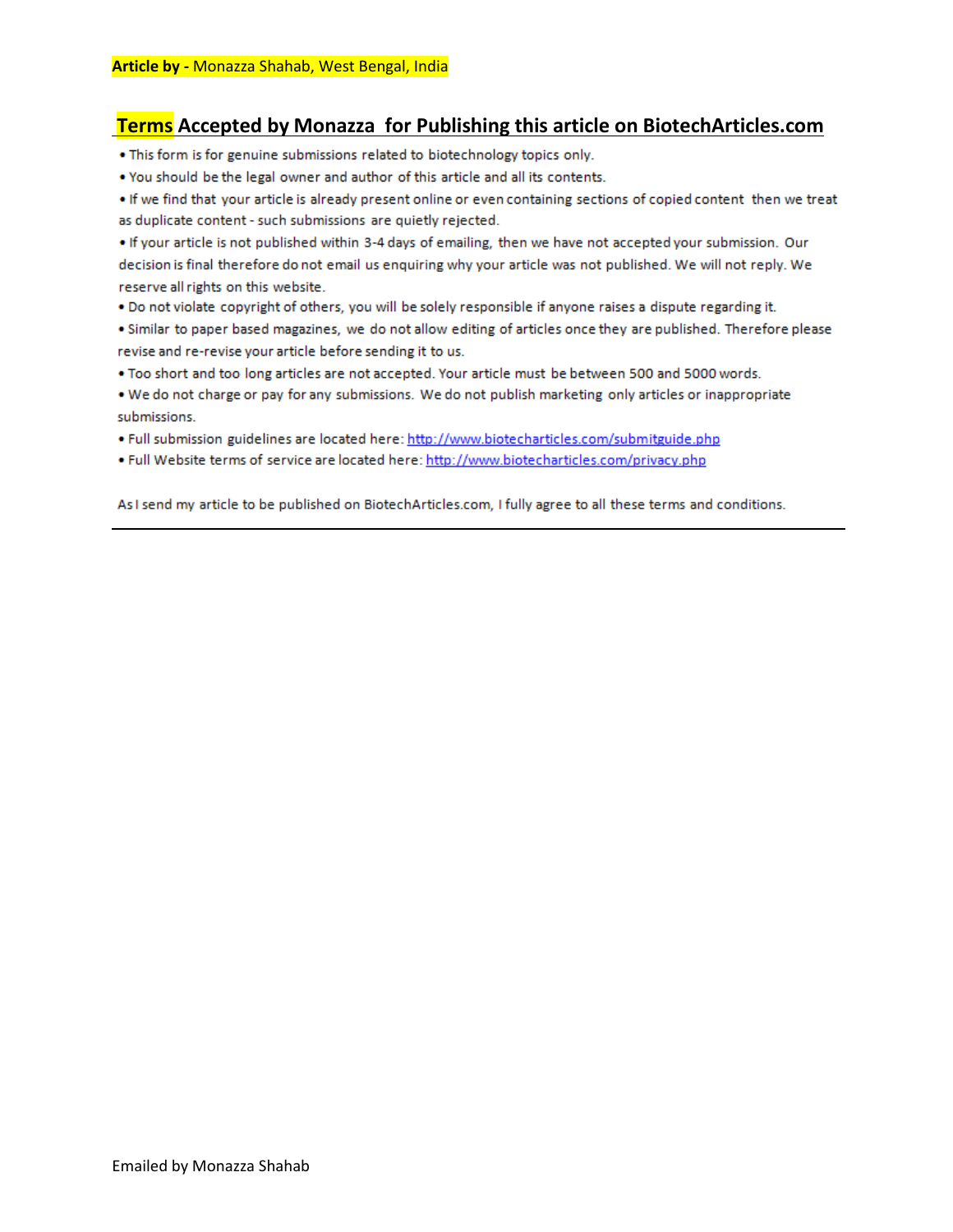**Article by -** Monazza Shahab, West Bengal, India

## Terms Accepted by Monazza for Publishing this article on BiotechArticles.com

- This form is for genuine submissions related to biotechnology topics only.
- You should be the legal owner and author of this article and all its contents.
- If we find that your article is already present online or even containing sections of copied content then we treat as duplicate content - such submissions are quietly rejected.
- If your article is not published within 3-4 days of emailing, then we have not accepted your submission. Our decision is final therefore do not email us enquiring why your article was not published. We will not reply. We reserve all rights on this website.
- Do not violate copyright of others, you will be solely responsible if anyone raises a dispute regarding it.
- Similar to paper based magazines, we do not allow editing of articles once they are published. Therefore please revise and re-revise your article before sending it to us.
- Too short and too long articles are not accepted. Your article must be between 500 and 5000 words.
- We do not charge or pay for any submissions. We do not publish marketing only articles or inappropriate submissions.
- Full submission guidelines are located here: http://www.biotecharticles.com/submitguide.php
- Full Website terms of service are located here: http://www.biotecharticles.com/privacy.php

As I send my article to be published on BiotechArticles.com, I fully agree to all these terms and conditions.

---

Emailed by Monazza Shahab